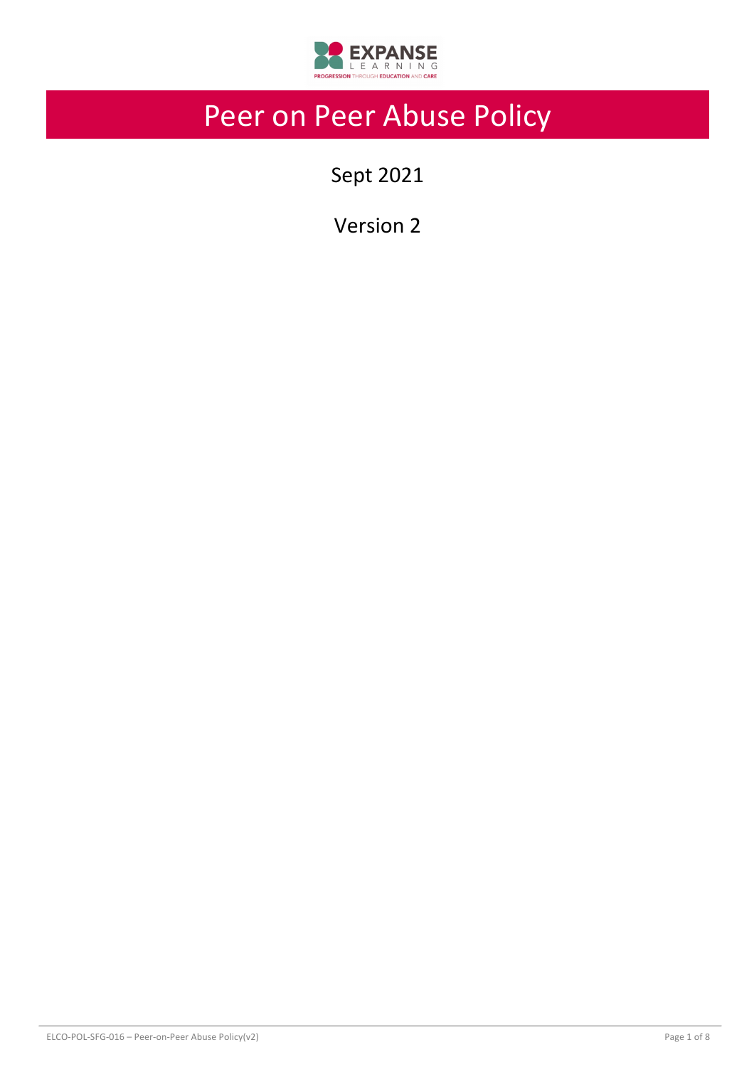# Peer on Peer Abuse Policy

Sept 2021

Version 2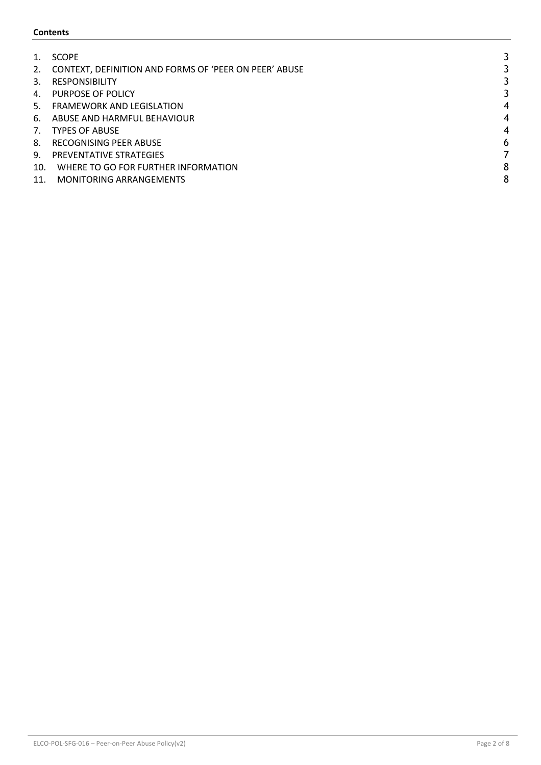**Contents**

| | | |
|---|---|---|
| 1. | SCOPE | 3 |
| 2. | CONTEXT, DEFINITION AND FORMS OF 'PEER ON PEER' ABUSE | 3 |
| 3. | RESPONSIBILITY | 3 |
| 4. | PURPOSE OF POLICY | 3 |
| 5. | FRAMEWORK AND LEGISLATION | 4 |
| 6. | ABUSE AND HARMFUL BEHAVIOUR | 4 |
| 7. | TYPES OF ABUSE | 4 |
| 8. | RECOGNISING PEER ABUSE | 6 |
| 9. | PREVENTATIVE STRATEGIES | 7 |
| 10. | WHERE TO GO FOR FURTHER INFORMATION | 8 |
| 11. | MONITORING ARRANGEMENTS | 8 |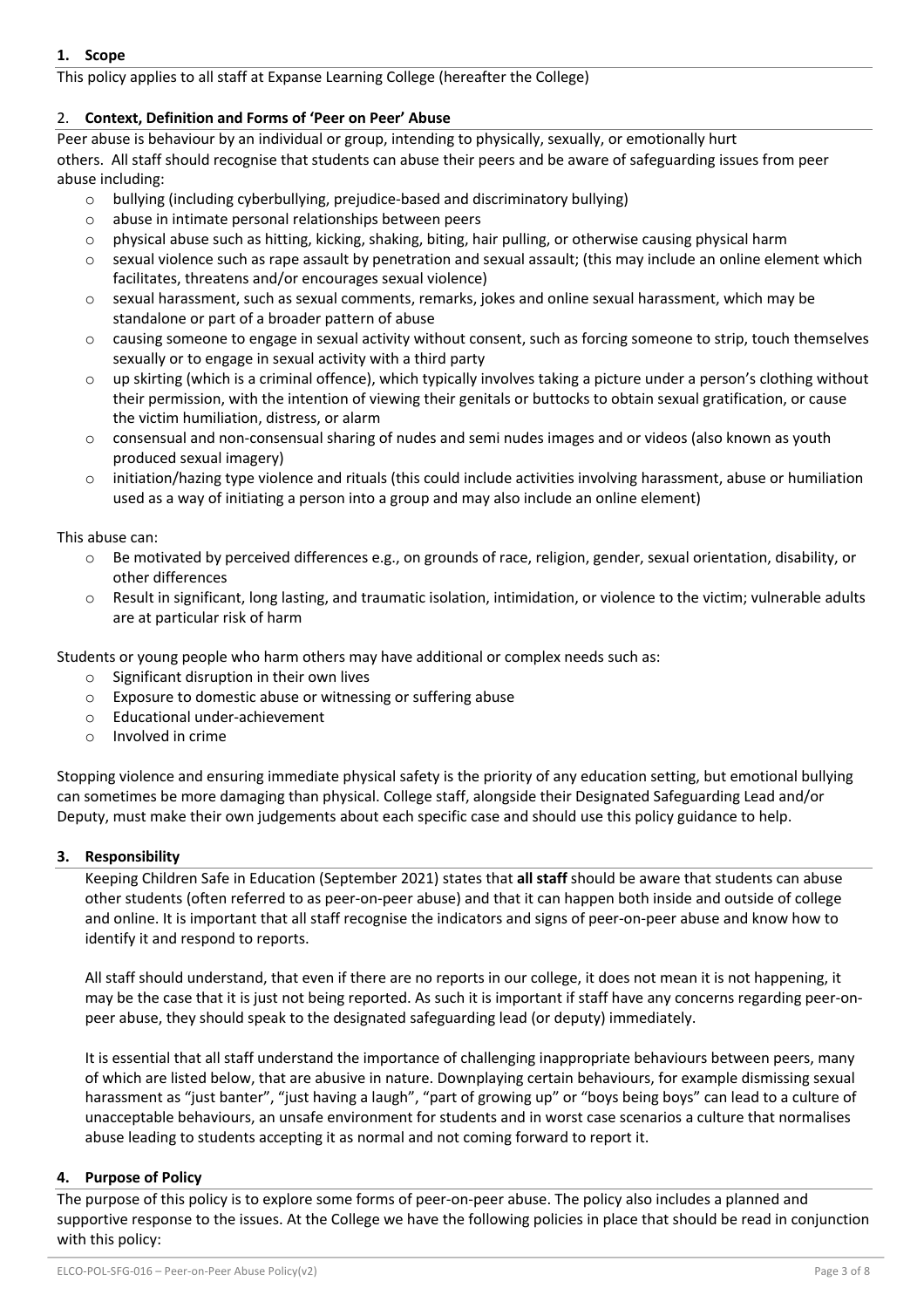## 1. Scope

This policy applies to all staff at Expanse Learning College (hereafter the College)

## 2. Context, Definition and Forms of 'Peer on Peer' Abuse

Peer abuse is behaviour by an individual or group, intending to physically, sexually, or emotionally hurt others. All staff should recognise that students can abuse their peers and be aware of safeguarding issues from peer abuse including:

- bullying (including cyberbullying, prejudice-based and discriminatory bullying)
- abuse in intimate personal relationships between peers
- physical abuse such as hitting, kicking, shaking, biting, hair pulling, or otherwise causing physical harm
- sexual violence such as rape assault by penetration and sexual assault; (this may include an online element which facilitates, threatens and/or encourages sexual violence)
- sexual harassment, such as sexual comments, remarks, jokes and online sexual harassment, which may be standalone or part of a broader pattern of abuse
- causing someone to engage in sexual activity without consent, such as forcing someone to strip, touch themselves sexually or to engage in sexual activity with a third party
- up skirting (which is a criminal offence), which typically involves taking a picture under a person's clothing without their permission, with the intention of viewing their genitals or buttocks to obtain sexual gratification, or cause the victim humiliation, distress, or alarm
- consensual and non-consensual sharing of nudes and semi nudes images and or videos (also known as youth produced sexual imagery)
- initiation/hazing type violence and rituals (this could include activities involving harassment, abuse or humiliation used as a way of initiating a person into a group and may also include an online element)

This abuse can:

- Be motivated by perceived differences e.g., on grounds of race, religion, gender, sexual orientation, disability, or other differences
- Result in significant, long lasting, and traumatic isolation, intimidation, or violence to the victim; vulnerable adults are at particular risk of harm

Students or young people who harm others may have additional or complex needs such as:

- Significant disruption in their own lives
- Exposure to domestic abuse or witnessing or suffering abuse
- Educational under-achievement
- Involved in crime

Stopping violence and ensuring immediate physical safety is the priority of any education setting, but emotional bullying can sometimes be more damaging than physical. College staff, alongside their Designated Safeguarding Lead and/or Deputy, must make their own judgements about each specific case and should use this policy guidance to help.

## 3. Responsibility

Keeping Children Safe in Education (September 2021) states that **all staff** should be aware that students can abuse other students (often referred to as peer-on-peer abuse) and that it can happen both inside and outside of college and online. It is important that all staff recognise the indicators and signs of peer-on-peer abuse and know how to identify it and respond to reports.

All staff should understand, that even if there are no reports in our college, it does not mean it is not happening, it may be the case that it is just not being reported. As such it is important if staff have any concerns regarding peer-on-peer abuse, they should speak to the designated safeguarding lead (or deputy) immediately.

It is essential that all staff understand the importance of challenging inappropriate behaviours between peers, many of which are listed below, that are abusive in nature. Downplaying certain behaviours, for example dismissing sexual harassment as "just banter", "just having a laugh", "part of growing up" or "boys being boys" can lead to a culture of unacceptable behaviours, an unsafe environment for students and in worst case scenarios a culture that normalises abuse leading to students accepting it as normal and not coming forward to report it.

## 4. Purpose of Policy

The purpose of this policy is to explore some forms of peer-on-peer abuse. The policy also includes a planned and supportive response to the issues. At the College we have the following policies in place that should be read in conjunction with this policy: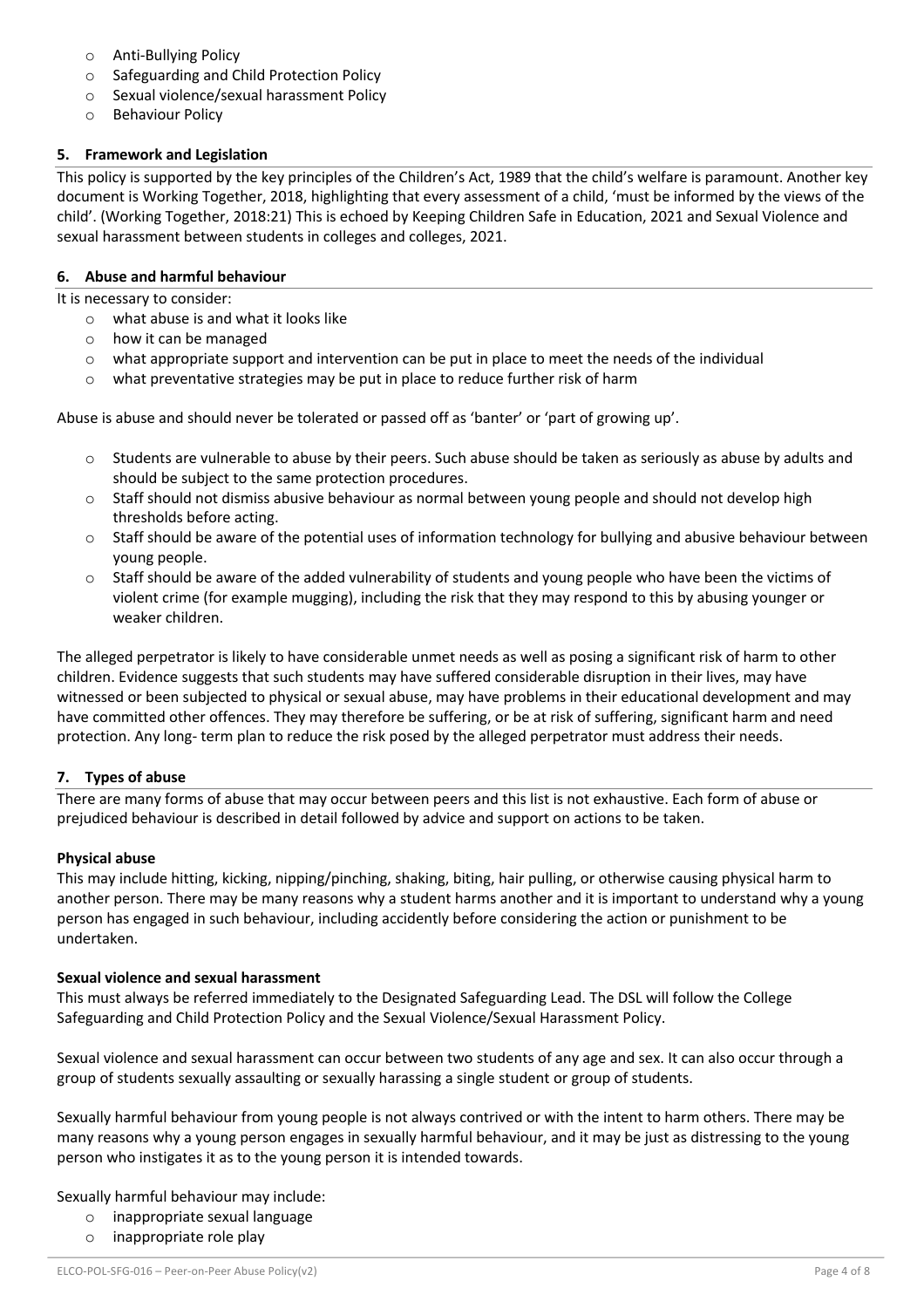- Anti-Bullying Policy
- Safeguarding and Child Protection Policy
- Sexual violence/sexual harassment Policy
- Behaviour Policy

## 5. Framework and Legislation

This policy is supported by the key principles of the Children's Act, 1989 that the child's welfare is paramount. Another key document is Working Together, 2018, highlighting that every assessment of a child, 'must be informed by the views of the child'. (Working Together, 2018:21) This is echoed by Keeping Children Safe in Education, 2021 and Sexual Violence and sexual harassment between students in colleges and colleges, 2021.

## 6. Abuse and harmful behaviour

It is necessary to consider:

- what abuse is and what it looks like
- how it can be managed
- what appropriate support and intervention can be put in place to meet the needs of the individual
- what preventative strategies may be put in place to reduce further risk of harm

Abuse is abuse and should never be tolerated or passed off as 'banter' or 'part of growing up'.

- Students are vulnerable to abuse by their peers. Such abuse should be taken as seriously as abuse by adults and should be subject to the same protection procedures.
- Staff should not dismiss abusive behaviour as normal between young people and should not develop high thresholds before acting.
- Staff should be aware of the potential uses of information technology for bullying and abusive behaviour between young people.
- Staff should be aware of the added vulnerability of students and young people who have been the victims of violent crime (for example mugging), including the risk that they may respond to this by abusing younger or weaker children.

The alleged perpetrator is likely to have considerable unmet needs as well as posing a significant risk of harm to other children. Evidence suggests that such students may have suffered considerable disruption in their lives, may have witnessed or been subjected to physical or sexual abuse, may have problems in their educational development and may have committed other offences. They may therefore be suffering, or be at risk of suffering, significant harm and need protection. Any long- term plan to reduce the risk posed by the alleged perpetrator must address their needs.

## 7. Types of abuse

There are many forms of abuse that may occur between peers and this list is not exhaustive. Each form of abuse or prejudiced behaviour is described in detail followed by advice and support on actions to be taken.

**Physical abuse**

This may include hitting, kicking, nipping/pinching, shaking, biting, hair pulling, or otherwise causing physical harm to another person. There may be many reasons why a student harms another and it is important to understand why a young person has engaged in such behaviour, including accidently before considering the action or punishment to be undertaken.

**Sexual violence and sexual harassment**

This must always be referred immediately to the Designated Safeguarding Lead. The DSL will follow the College Safeguarding and Child Protection Policy and the Sexual Violence/Sexual Harassment Policy.

Sexual violence and sexual harassment can occur between two students of any age and sex. It can also occur through a group of students sexually assaulting or sexually harassing a single student or group of students.

Sexually harmful behaviour from young people is not always contrived or with the intent to harm others. There may be many reasons why a young person engages in sexually harmful behaviour, and it may be just as distressing to the young person who instigates it as to the young person it is intended towards.

Sexually harmful behaviour may include:

- inappropriate sexual language
- inappropriate role play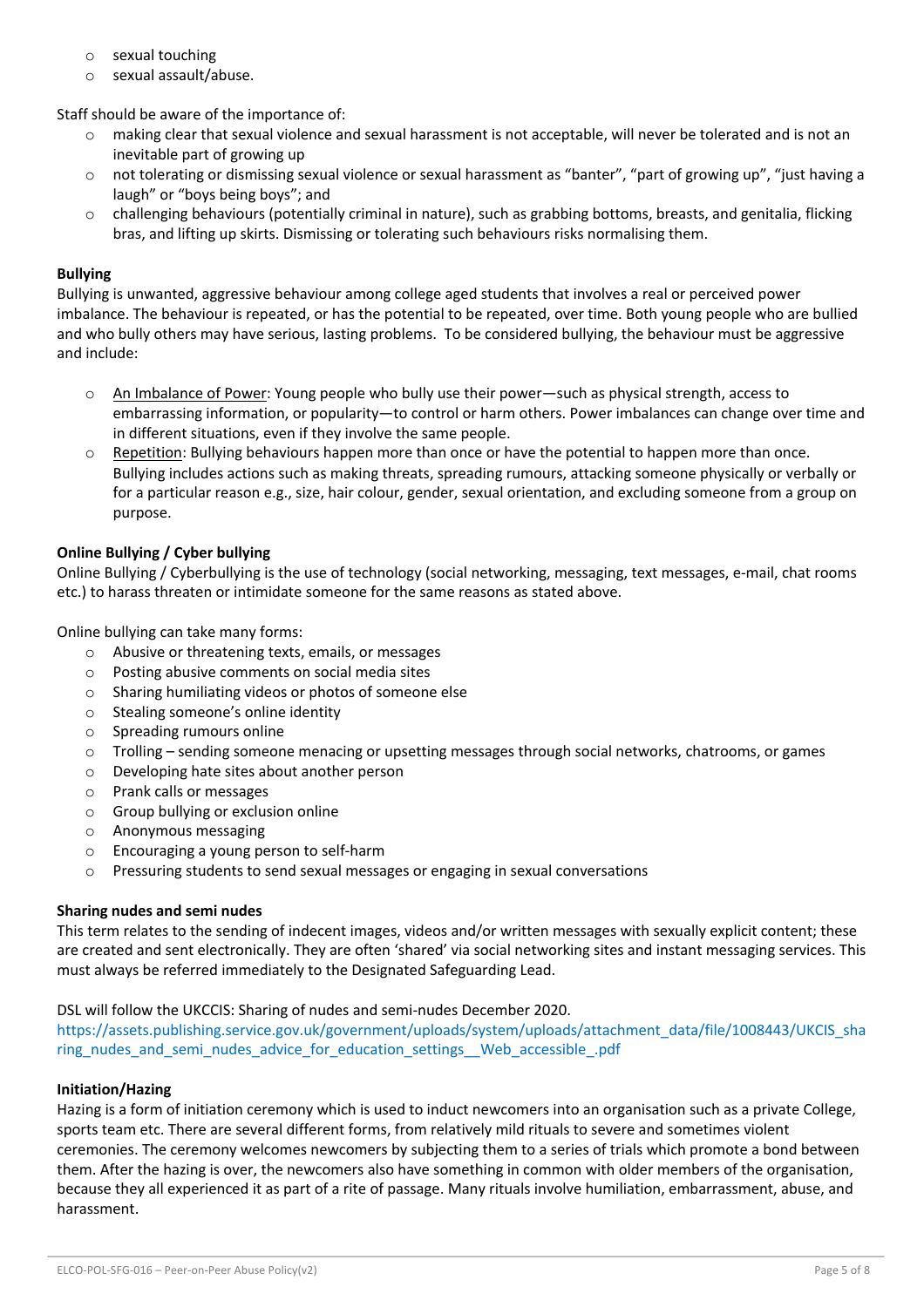- sexual touching
- sexual assault/abuse.

Staff should be aware of the importance of:

- making clear that sexual violence and sexual harassment is not acceptable, will never be tolerated and is not an inevitable part of growing up
- not tolerating or dismissing sexual violence or sexual harassment as "banter", "part of growing up", "just having a laugh" or "boys being boys"; and
- challenging behaviours (potentially criminal in nature), such as grabbing bottoms, breasts, and genitalia, flicking bras, and lifting up skirts. Dismissing or tolerating such behaviours risks normalising them.

**Bullying**

Bullying is unwanted, aggressive behaviour among college aged students that involves a real or perceived power imbalance. The behaviour is repeated, or has the potential to be repeated, over time. Both young people who are bullied and who bully others may have serious, lasting problems. To be considered bullying, the behaviour must be aggressive and include:

- An Imbalance of Power: Young people who bully use their power—such as physical strength, access to embarrassing information, or popularity—to control or harm others. Power imbalances can change over time and in different situations, even if they involve the same people.
- Repetition: Bullying behaviours happen more than once or have the potential to happen more than once. Bullying includes actions such as making threats, spreading rumours, attacking someone physically or verbally or for a particular reason e.g., size, hair colour, gender, sexual orientation, and excluding someone from a group on purpose.

**Online Bullying / Cyber bullying**

Online Bullying / Cyberbullying is the use of technology (social networking, messaging, text messages, e-mail, chat rooms etc.) to harass threaten or intimidate someone for the same reasons as stated above.

Online bullying can take many forms:

- Abusive or threatening texts, emails, or messages
- Posting abusive comments on social media sites
- Sharing humiliating videos or photos of someone else
- Stealing someone's online identity
- Spreading rumours online
- Trolling – sending someone menacing or upsetting messages through social networks, chatrooms, or games
- Developing hate sites about another person
- Prank calls or messages
- Group bullying or exclusion online
- Anonymous messaging
- Encouraging a young person to self-harm
- Pressuring students to send sexual messages or engaging in sexual conversations

**Sharing nudes and semi nudes**

This term relates to the sending of indecent images, videos and/or written messages with sexually explicit content; these are created and sent electronically. They are often 'shared' via social networking sites and instant messaging services. This must always be referred immediately to the Designated Safeguarding Lead.

DSL will follow the UKCCIS: Sharing of nudes and semi-nudes December 2020.
https://assets.publishing.service.gov.uk/government/uploads/system/uploads/attachment_data/file/1008443/UKCIS_sharing_nudes_and_semi_nudes_advice_for_education_settings__Web_accessible_.pdf

**Initiation/Hazing**

Hazing is a form of initiation ceremony which is used to induct newcomers into an organisation such as a private College, sports team etc. There are several different forms, from relatively mild rituals to severe and sometimes violent ceremonies. The ceremony welcomes newcomers by subjecting them to a series of trials which promote a bond between them. After the hazing is over, the newcomers also have something in common with older members of the organisation, because they all experienced it as part of a rite of passage. Many rituals involve humiliation, embarrassment, abuse, and harassment.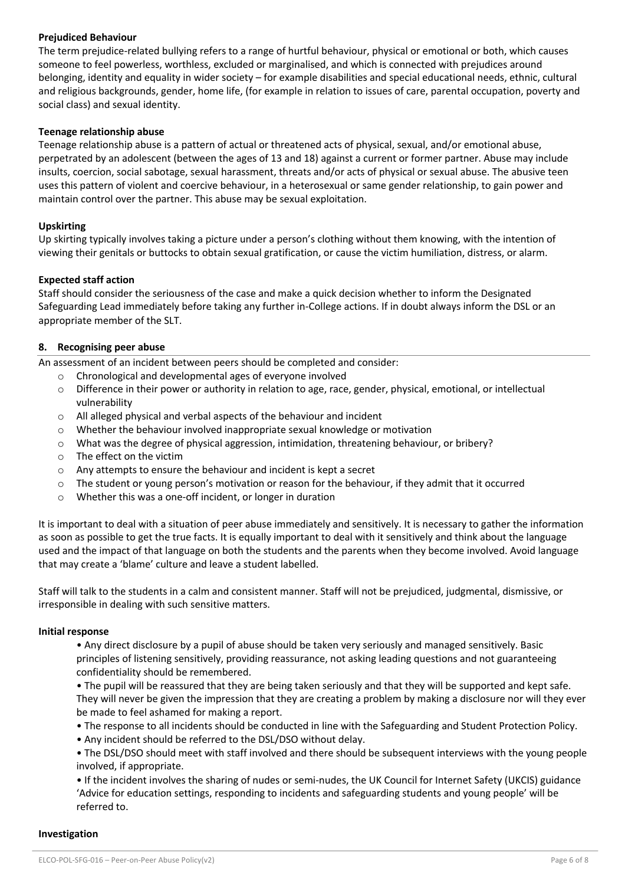**Prejudiced Behaviour**

The term prejudice-related bullying refers to a range of hurtful behaviour, physical or emotional or both, which causes someone to feel powerless, worthless, excluded or marginalised, and which is connected with prejudices around belonging, identity and equality in wider society – for example disabilities and special educational needs, ethnic, cultural and religious backgrounds, gender, home life, (for example in relation to issues of care, parental occupation, poverty and social class) and sexual identity.

**Teenage relationship abuse**

Teenage relationship abuse is a pattern of actual or threatened acts of physical, sexual, and/or emotional abuse, perpetrated by an adolescent (between the ages of 13 and 18) against a current or former partner. Abuse may include insults, coercion, social sabotage, sexual harassment, threats and/or acts of physical or sexual abuse. The abusive teen uses this pattern of violent and coercive behaviour, in a heterosexual or same gender relationship, to gain power and maintain control over the partner. This abuse may be sexual exploitation.

**Upskirting**

Up skirting typically involves taking a picture under a person's clothing without them knowing, with the intention of viewing their genitals or buttocks to obtain sexual gratification, or cause the victim humiliation, distress, or alarm.

**Expected staff action**

Staff should consider the seriousness of the case and make a quick decision whether to inform the Designated Safeguarding Lead immediately before taking any further in-College actions. If in doubt always inform the DSL or an appropriate member of the SLT.

## 8. Recognising peer abuse

An assessment of an incident between peers should be completed and consider:

- Chronological and developmental ages of everyone involved
- Difference in their power or authority in relation to age, race, gender, physical, emotional, or intellectual vulnerability
- All alleged physical and verbal aspects of the behaviour and incident
- Whether the behaviour involved inappropriate sexual knowledge or motivation
- What was the degree of physical aggression, intimidation, threatening behaviour, or bribery?
- The effect on the victim
- Any attempts to ensure the behaviour and incident is kept a secret
- The student or young person's motivation or reason for the behaviour, if they admit that it occurred
- Whether this was a one-off incident, or longer in duration

It is important to deal with a situation of peer abuse immediately and sensitively. It is necessary to gather the information as soon as possible to get the true facts. It is equally important to deal with it sensitively and think about the language used and the impact of that language on both the students and the parents when they become involved. Avoid language that may create a 'blame' culture and leave a student labelled.

Staff will talk to the students in a calm and consistent manner. Staff will not be prejudiced, judgmental, dismissive, or irresponsible in dealing with such sensitive matters.

**Initial response**

- Any direct disclosure by a pupil of abuse should be taken very seriously and managed sensitively. Basic principles of listening sensitively, providing reassurance, not asking leading questions and not guaranteeing confidentiality should be remembered.
- The pupil will be reassured that they are being taken seriously and that they will be supported and kept safe. They will never be given the impression that they are creating a problem by making a disclosure nor will they ever be made to feel ashamed for making a report.
- The response to all incidents should be conducted in line with the Safeguarding and Student Protection Policy.
- Any incident should be referred to the DSL/DSO without delay.
- The DSL/DSO should meet with staff involved and there should be subsequent interviews with the young people involved, if appropriate.
- If the incident involves the sharing of nudes or semi-nudes, the UK Council for Internet Safety (UKCIS) guidance 'Advice for education settings, responding to incidents and safeguarding students and young people' will be referred to.

**Investigation**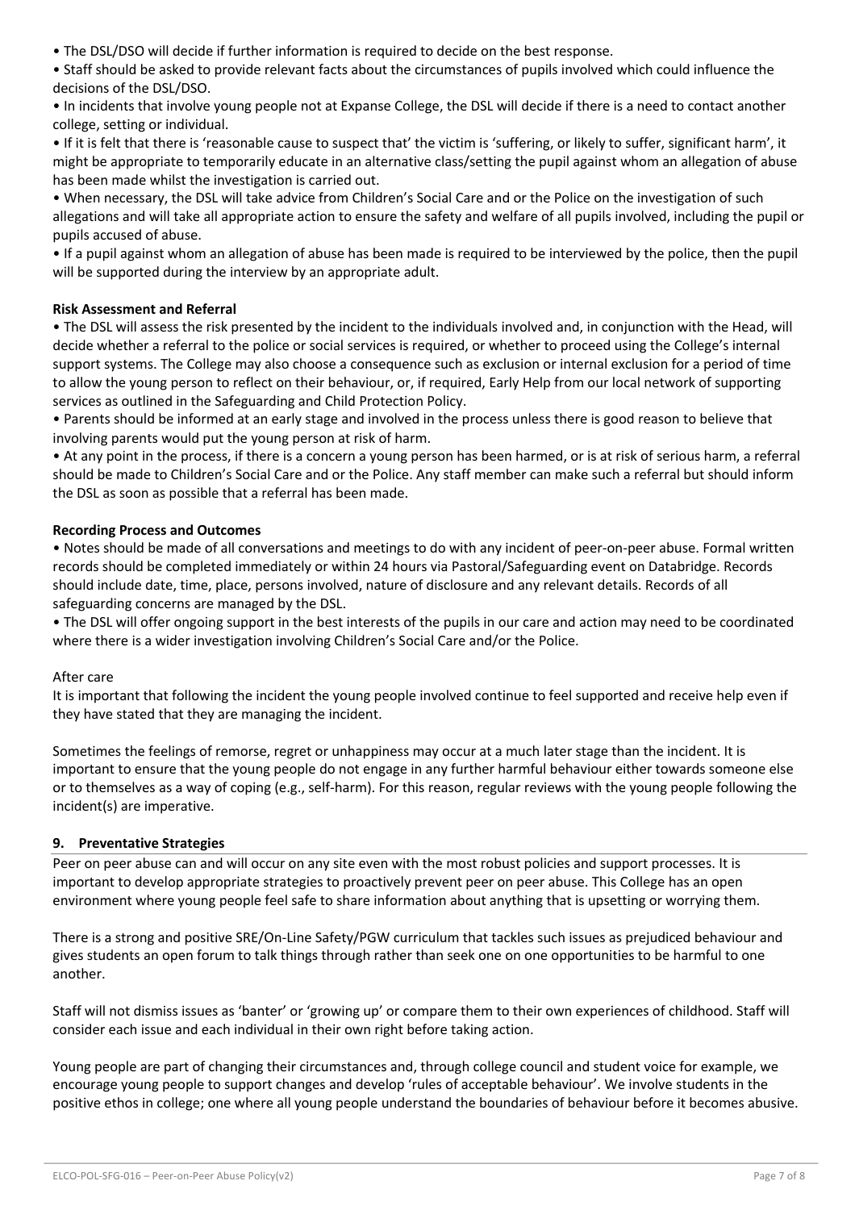- The DSL/DSO will decide if further information is required to decide on the best response.
- Staff should be asked to provide relevant facts about the circumstances of pupils involved which could influence the decisions of the DSL/DSO.
- In incidents that involve young people not at Expanse College, the DSL will decide if there is a need to contact another college, setting or individual.
- If it is felt that there is 'reasonable cause to suspect that' the victim is 'suffering, or likely to suffer, significant harm', it might be appropriate to temporarily educate in an alternative class/setting the pupil against whom an allegation of abuse has been made whilst the investigation is carried out.
- When necessary, the DSL will take advice from Children's Social Care and or the Police on the investigation of such allegations and will take all appropriate action to ensure the safety and welfare of all pupils involved, including the pupil or pupils accused of abuse.
- If a pupil against whom an allegation of abuse has been made is required to be interviewed by the police, then the pupil will be supported during the interview by an appropriate adult.

**Risk Assessment and Referral**

- The DSL will assess the risk presented by the incident to the individuals involved and, in conjunction with the Head, will decide whether a referral to the police or social services is required, or whether to proceed using the College's internal support systems. The College may also choose a consequence such as exclusion or internal exclusion for a period of time to allow the young person to reflect on their behaviour, or, if required, Early Help from our local network of supporting services as outlined in the Safeguarding and Child Protection Policy.
- Parents should be informed at an early stage and involved in the process unless there is good reason to believe that involving parents would put the young person at risk of harm.
- At any point in the process, if there is a concern a young person has been harmed, or is at risk of serious harm, a referral should be made to Children's Social Care and or the Police. Any staff member can make such a referral but should inform the DSL as soon as possible that a referral has been made.

**Recording Process and Outcomes**

- Notes should be made of all conversations and meetings to do with any incident of peer-on-peer abuse. Formal written records should be completed immediately or within 24 hours via Pastoral/Safeguarding event on Databridge. Records should include date, time, place, persons involved, nature of disclosure and any relevant details. Records of all safeguarding concerns are managed by the DSL.
- The DSL will offer ongoing support in the best interests of the pupils in our care and action may need to be coordinated where there is a wider investigation involving Children's Social Care and/or the Police.

After care

It is important that following the incident the young people involved continue to feel supported and receive help even if they have stated that they are managing the incident.

Sometimes the feelings of remorse, regret or unhappiness may occur at a much later stage than the incident. It is important to ensure that the young people do not engage in any further harmful behaviour either towards someone else or to themselves as a way of coping (e.g., self-harm). For this reason, regular reviews with the young people following the incident(s) are imperative.

## 9. Preventative Strategies

Peer on peer abuse can and will occur on any site even with the most robust policies and support processes. It is important to develop appropriate strategies to proactively prevent peer on peer abuse. This College has an open environment where young people feel safe to share information about anything that is upsetting or worrying them.

There is a strong and positive SRE/On-Line Safety/PGW curriculum that tackles such issues as prejudiced behaviour and gives students an open forum to talk things through rather than seek one on one opportunities to be harmful to one another.

Staff will not dismiss issues as 'banter' or 'growing up' or compare them to their own experiences of childhood. Staff will consider each issue and each individual in their own right before taking action.

Young people are part of changing their circumstances and, through college council and student voice for example, we encourage young people to support changes and develop 'rules of acceptable behaviour'. We involve students in the positive ethos in college; one where all young people understand the boundaries of behaviour before it becomes abusive.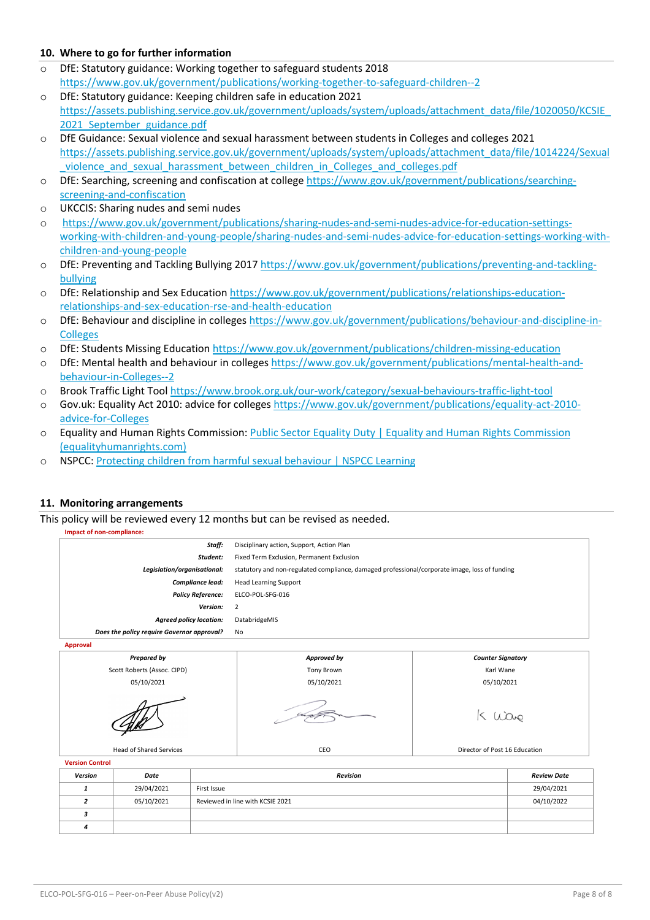## 10. Where to go for further information

- DfE: Statutory guidance: Working together to safeguard students 2018 https://www.gov.uk/government/publications/working-together-to-safeguard-children--2
- DfE: Statutory guidance: Keeping children safe in education 2021 https://assets.publishing.service.gov.uk/government/uploads/system/uploads/attachment_data/file/1020050/KCSIE_2021_September_guidance.pdf
- DfE Guidance: Sexual violence and sexual harassment between students in Colleges and colleges 2021 https://assets.publishing.service.gov.uk/government/uploads/system/uploads/attachment_data/file/1014224/Sexual_violence_and_sexual_harassment_between_children_in_Colleges_and_colleges.pdf
- DfE: Searching, screening and confiscation at college https://www.gov.uk/government/publications/searching-screening-and-confiscation
- UKCCIS: Sharing nudes and semi nudes
- https://www.gov.uk/government/publications/sharing-nudes-and-semi-nudes-advice-for-education-settings-working-with-children-and-young-people/sharing-nudes-and-semi-nudes-advice-for-education-settings-working-with-children-and-young-people
- DfE: Preventing and Tackling Bullying 2017 https://www.gov.uk/government/publications/preventing-and-tackling-bullying
- DfE: Relationship and Sex Education https://www.gov.uk/government/publications/relationships-education-relationships-and-sex-education-rse-and-health-education
- DfE: Behaviour and discipline in colleges https://www.gov.uk/government/publications/behaviour-and-discipline-in-Colleges
- DfE: Students Missing Education https://www.gov.uk/government/publications/children-missing-education
- DfE: Mental health and behaviour in colleges https://www.gov.uk/government/publications/mental-health-and-behaviour-in-Colleges--2
- Brook Traffic Light Tool https://www.brook.org.uk/our-work/category/sexual-behaviours-traffic-light-tool
- Gov.uk: Equality Act 2010: advice for colleges https://www.gov.uk/government/publications/equality-act-2010-advice-for-Colleges
- Equality and Human Rights Commission: Public Sector Equality Duty | Equality and Human Rights Commission (equalityhumanrights.com)
- NSPCC: Protecting children from harmful sexual behaviour | NSPCC Learning

## 11. Monitoring arrangements

This policy will be reviewed every 12 months but can be revised as needed.

**Impact of non-compliance:**

| | |
|---|---|
| ***Staff:*** | Disciplinary action, Support, Action Plan |
| ***Student:*** | Fixed Term Exclusion, Permanent Exclusion |
| ***Legislation/organisational:*** | statutory and non-regulated compliance, damaged professional/corporate image, loss of funding |
| ***Compliance lead:*** | Head Learning Support |
| ***Policy Reference:*** | ELCO-POL-SFG-016 |
| ***Version:*** | 2 |
| ***Agreed policy location:*** | DatabridgeMIS |
| ***Does the policy require Governor approval?*** | No |

**Approval**

| *Prepared by* | *Approved by* | *Counter Signatory* |
|---|---|---|
| Scott Roberts (Assoc. CIPD) | Tony Brown | Karl Wane |
| 05/10/2021 | 05/10/2021 | 05/10/2021 |
| [signature] | [signature] | K Wane |
| Head of Shared Services | CEO | Director of Post 16 Education |

**Version Control**

| *Version* | *Date* | *Revision* | *Review Date* |
|---|---|---|---|
| 1 | 29/04/2021 | First Issue | 29/04/2021 |
| 2 | 05/10/2021 | Reviewed in line with KCSIE 2021 | 04/10/2022 |
| 3 | | | |
| 4 | | | |